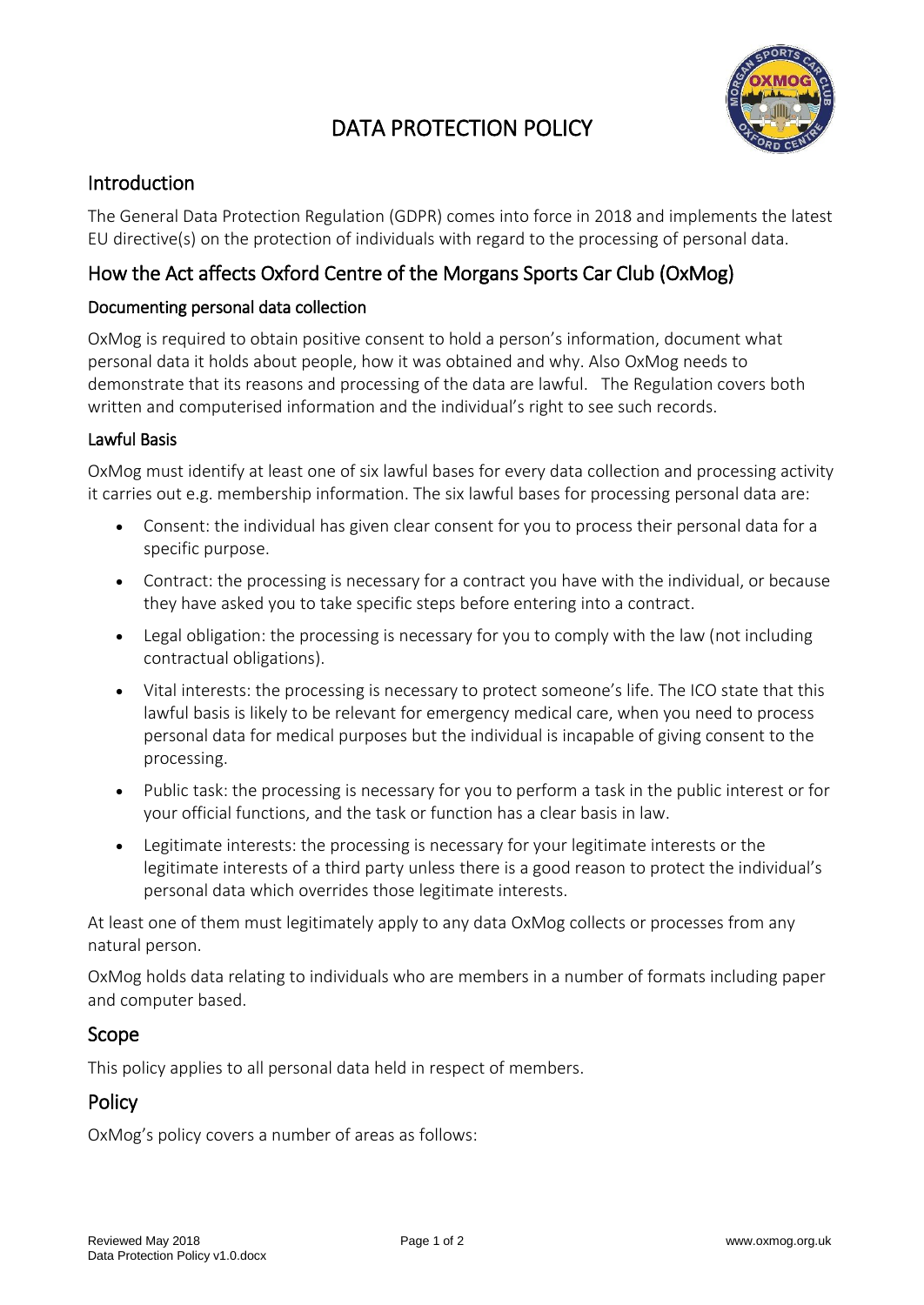# DATA PROTECTION POLICY

## Introduction

The General Data Protection Regulation (GDPR) comes into force in 2018 and implements the latest EU directive(s) on the protection of individuals with regard to the processing of personal data.

## How the Act affects Oxford Centre of the Morgans Sports Car Club (OxMog)

### Documenting personal data collection

OxMog is required to obtain positive consent to hold a person's information, document what personal data it holds about people, how it was obtained and why. Also OxMog needs to demonstrate that its reasons and processing of the data are lawful. The Regulation covers both written and computerised information and the individual's right to see such records.

### Lawful Basis

OxMog must identify at least one of six lawful bases for every data collection and processing activity it carries out e.g. membership information. The six lawful bases for processing personal data are:

- Consent: the individual has given clear consent for you to process their personal data for a specific purpose.
- Contract: the processing is necessary for a contract you have with the individual, or because they have asked you to take specific steps before entering into a contract.
- Legal obligation: the processing is necessary for you to comply with the law (not including contractual obligations).
- Vital interests: the processing is necessary to protect someone's life. The ICO state that this lawful basis is likely to be relevant for emergency medical care, when you need to process personal data for medical purposes but the individual is incapable of giving consent to the processing.
- Public task: the processing is necessary for you to perform a task in the public interest or for your official functions, and the task or function has a clear basis in law.
- Legitimate interests: the processing is necessary for your legitimate interests or the legitimate interests of a third party unless there is a good reason to protect the individual's personal data which overrides those legitimate interests.

At least one of them must legitimately apply to any data OxMog collects or processes from any natural person.

OxMog holds data relating to individuals who are members in a number of formats including paper and computer based.

## Scope

This policy applies to all personal data held in respect of members.

## Policy

OxMog's policy covers a number of areas as follows: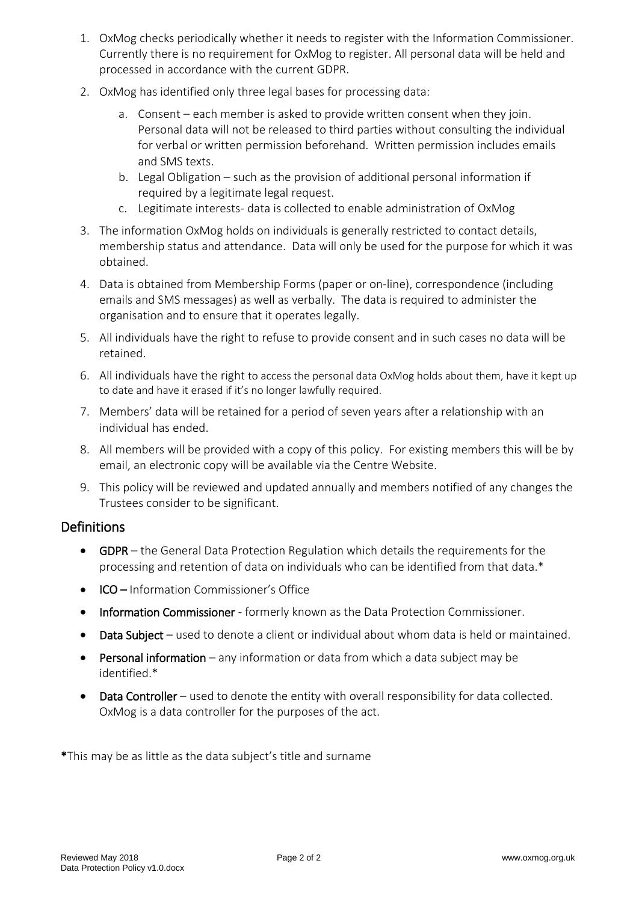1. OxMog checks periodically whether it needs to register with the Information Commissioner. Currently there is no requirement for OxMog to register. All personal data will be held and processed in accordance with the current GDPR.
2. OxMog has identified only three legal bases for processing data:
    a. Consent – each member is asked to provide written consent when they join. Personal data will not be released to third parties without consulting the individual for verbal or written permission beforehand. Written permission includes emails and SMS texts.
    b. Legal Obligation – such as the provision of additional personal information if required by a legitimate legal request.
    c. Legitimate interests- data is collected to enable administration of OxMog
3. The information OxMog holds on individuals is generally restricted to contact details, membership status and attendance. Data will only be used for the purpose for which it was obtained.
4. Data is obtained from Membership Forms (paper or on-line), correspondence (including emails and SMS messages) as well as verbally. The data is required to administer the organisation and to ensure that it operates legally.
5. All individuals have the right to refuse to provide consent and in such cases no data will be retained.
6. All individuals have the right to access the personal data OxMog holds about them, have it kept up to date and have it erased if it's no longer lawfully required.
7. Members' data will be retained for a period of seven years after a relationship with an individual has ended.
8. All members will be provided with a copy of this policy. For existing members this will be by email, an electronic copy will be available via the Centre Website.
9. This policy will be reviewed and updated annually and members notified of any changes the Trustees consider to be significant.

## Definitions

- **GDPR** – the General Data Protection Regulation which details the requirements for the processing and retention of data on individuals who can be identified from that data.*
- **ICO** – Information Commissioner's Office
- **Information Commissioner** - formerly known as the Data Protection Commissioner.
- **Data Subject** – used to denote a client or individual about whom data is held or maintained.
- **Personal information** – any information or data from which a data subject may be identified.*
- **Data Controller** – used to denote the entity with overall responsibility for data collected. OxMog is a data controller for the purposes of the act.

**\***This may be as little as the data subject's title and surname

Reviewed May 2018
Data Protection Policy v1.0.docx
www.oxmog.org.uk